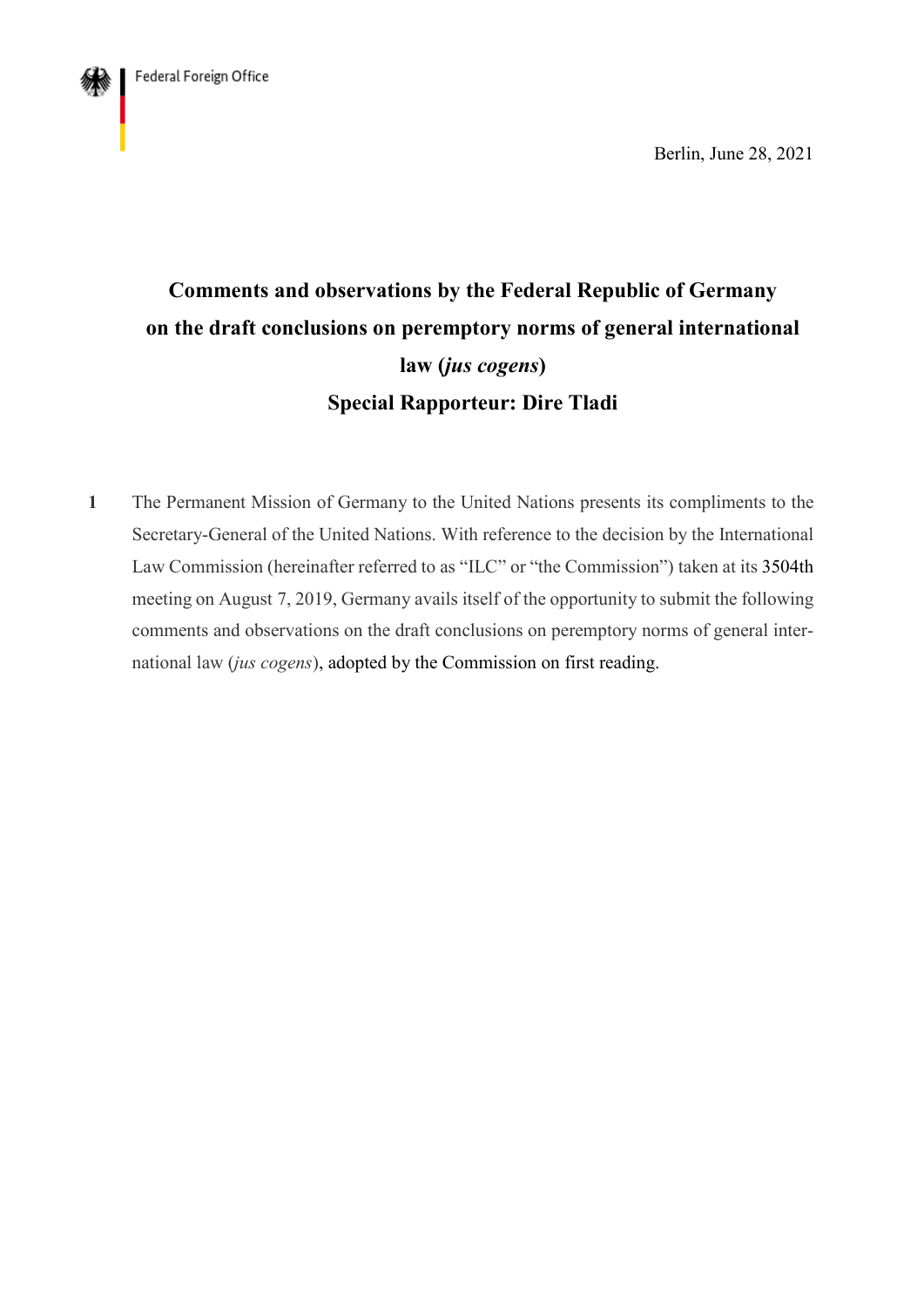Federal Foreign Office

Berlin, June 28, 2021

# Comments and observations by the Federal Republic of Germany on the draft conclusions on peremptory norms of general international law (*jus cogens*)

## Special Rapporteur: Dire Tladi

**1** The Permanent Mission of Germany to the United Nations presents its compliments to the Secretary-General of the United Nations. With reference to the decision by the International Law Commission (hereinafter referred to as "ILC" or "the Commission") taken at its 3504th meeting on August 7, 2019, Germany avails itself of the opportunity to submit the following comments and observations on the draft conclusions on peremptory norms of general international law (*jus cogens*), adopted by the Commission on first reading.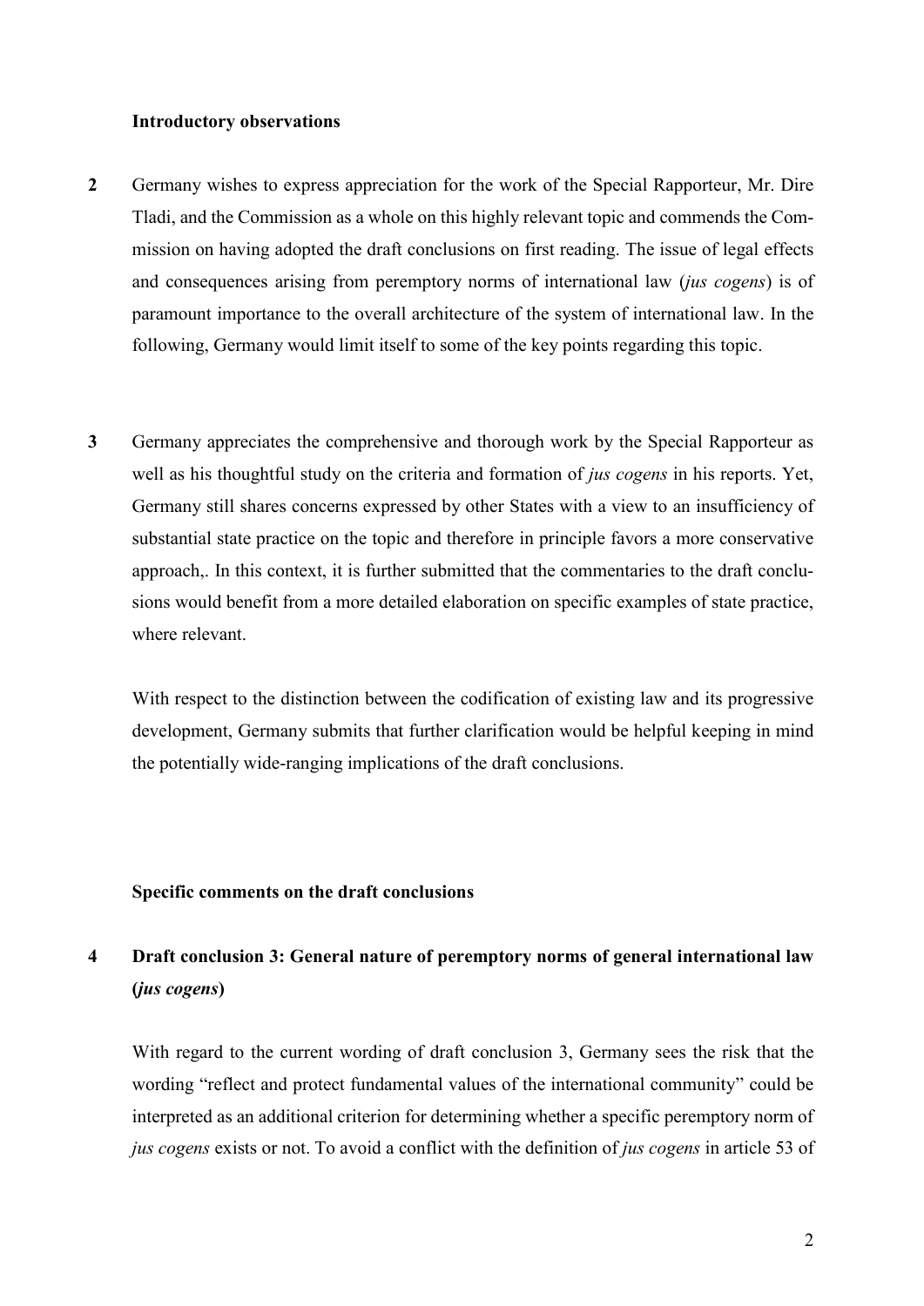**Introductory observations**

**2** Germany wishes to express appreciation for the work of the Special Rapporteur, Mr. Dire Tladi, and the Commission as a whole on this highly relevant topic and commends the Commission on having adopted the draft conclusions on first reading. The issue of legal effects and consequences arising from peremptory norms of international law (*jus cogens*) is of paramount importance to the overall architecture of the system of international law. In the following, Germany would limit itself to some of the key points regarding this topic.

**3** Germany appreciates the comprehensive and thorough work by the Special Rapporteur as well as his thoughtful study on the criteria and formation of *jus cogens* in his reports. Yet, Germany still shares concerns expressed by other States with a view to an insufficiency of substantial state practice on the topic and therefore in principle favors a more conservative approach,. In this context, it is further submitted that the commentaries to the draft conclusions would benefit from a more detailed elaboration on specific examples of state practice, where relevant.

With respect to the distinction between the codification of existing law and its progressive development, Germany submits that further clarification would be helpful keeping in mind the potentially wide-ranging implications of the draft conclusions.

**Specific comments on the draft conclusions**

**4** **Draft conclusion 3: General nature of peremptory norms of general international law (*jus cogens*)**

With regard to the current wording of draft conclusion 3, Germany sees the risk that the wording "reflect and protect fundamental values of the international community" could be interpreted as an additional criterion for determining whether a specific peremptory norm of *jus cogens* exists or not. To avoid a conflict with the definition of *jus cogens* in article 53 of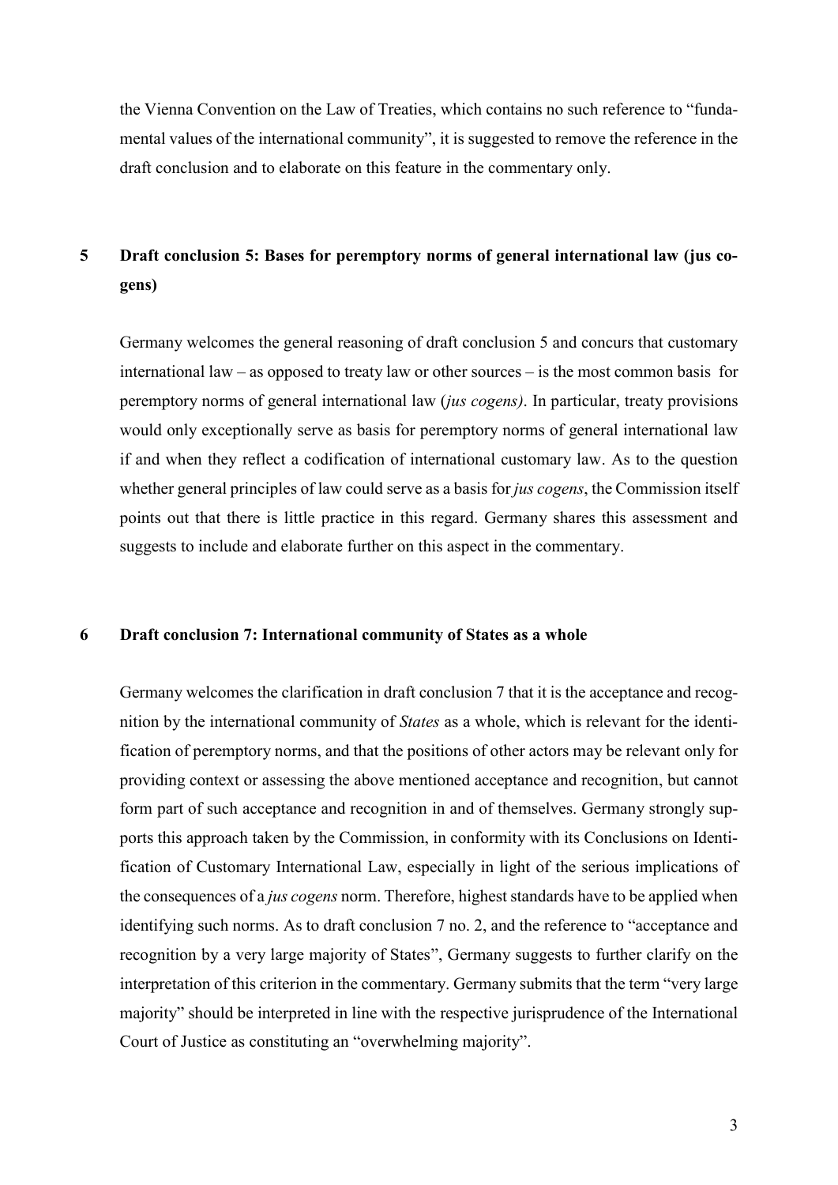the Vienna Convention on the Law of Treaties, which contains no such reference to "fundamental values of the international community", it is suggested to remove the reference in the draft conclusion and to elaborate on this feature in the commentary only.

## 5 Draft conclusion 5: Bases for peremptory norms of general international law (jus cogens)

Germany welcomes the general reasoning of draft conclusion 5 and concurs that customary international law – as opposed to treaty law or other sources – is the most common basis for peremptory norms of general international law (*jus cogens)*. In particular, treaty provisions would only exceptionally serve as basis for peremptory norms of general international law if and when they reflect a codification of international customary law. As to the question whether general principles of law could serve as a basis for *jus cogens*, the Commission itself points out that there is little practice in this regard. Germany shares this assessment and suggests to include and elaborate further on this aspect in the commentary.

## 6 Draft conclusion 7: International community of States as a whole

Germany welcomes the clarification in draft conclusion 7 that it is the acceptance and recognition by the international community of *States* as a whole, which is relevant for the identification of peremptory norms, and that the positions of other actors may be relevant only for providing context or assessing the above mentioned acceptance and recognition, but cannot form part of such acceptance and recognition in and of themselves. Germany strongly supports this approach taken by the Commission, in conformity with its Conclusions on Identification of Customary International Law, especially in light of the serious implications of the consequences of a *jus cogens* norm. Therefore, highest standards have to be applied when identifying such norms. As to draft conclusion 7 no. 2, and the reference to "acceptance and recognition by a very large majority of States", Germany suggests to further clarify on the interpretation of this criterion in the commentary. Germany submits that the term "very large majority" should be interpreted in line with the respective jurisprudence of the International Court of Justice as constituting an "overwhelming majority".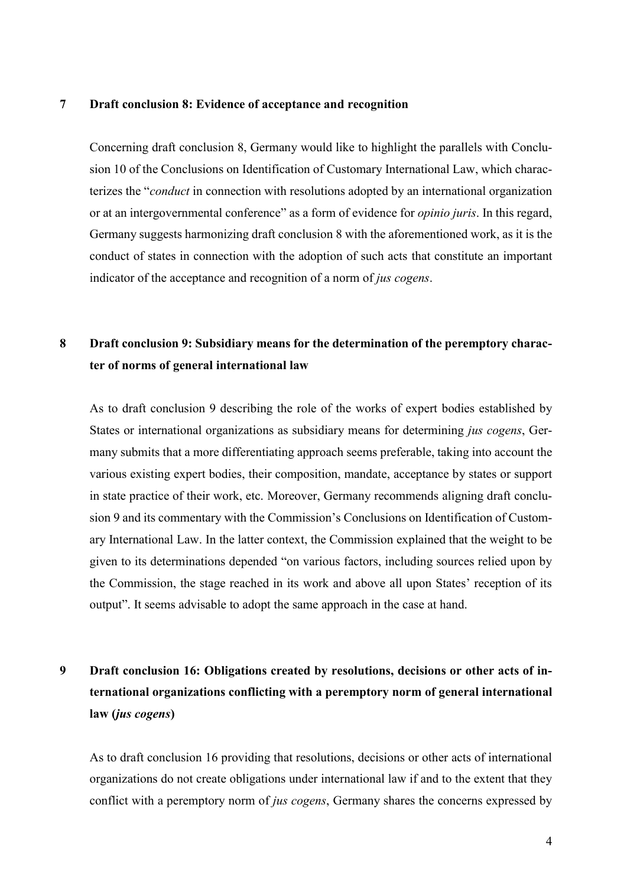## 7 Draft conclusion 8: Evidence of acceptance and recognition

Concerning draft conclusion 8, Germany would like to highlight the parallels with Conclusion 10 of the Conclusions on Identification of Customary International Law, which characterizes the "*conduct* in connection with resolutions adopted by an international organization or at an intergovernmental conference" as a form of evidence for *opinio juris*. In this regard, Germany suggests harmonizing draft conclusion 8 with the aforementioned work, as it is the conduct of states in connection with the adoption of such acts that constitute an important indicator of the acceptance and recognition of a norm of *jus cogens*.

## 8 Draft conclusion 9: Subsidiary means for the determination of the peremptory character of norms of general international law

As to draft conclusion 9 describing the role of the works of expert bodies established by States or international organizations as subsidiary means for determining *jus cogens*, Germany submits that a more differentiating approach seems preferable, taking into account the various existing expert bodies, their composition, mandate, acceptance by states or support in state practice of their work, etc. Moreover, Germany recommends aligning draft conclusion 9 and its commentary with the Commission's Conclusions on Identification of Customary International Law. In the latter context, the Commission explained that the weight to be given to its determinations depended "on various factors, including sources relied upon by the Commission, the stage reached in its work and above all upon States' reception of its output". It seems advisable to adopt the same approach in the case at hand.

## 9 Draft conclusion 16: Obligations created by resolutions, decisions or other acts of international organizations conflicting with a peremptory norm of general international law (*jus cogens*)

As to draft conclusion 16 providing that resolutions, decisions or other acts of international organizations do not create obligations under international law if and to the extent that they conflict with a peremptory norm of *jus cogens*, Germany shares the concerns expressed by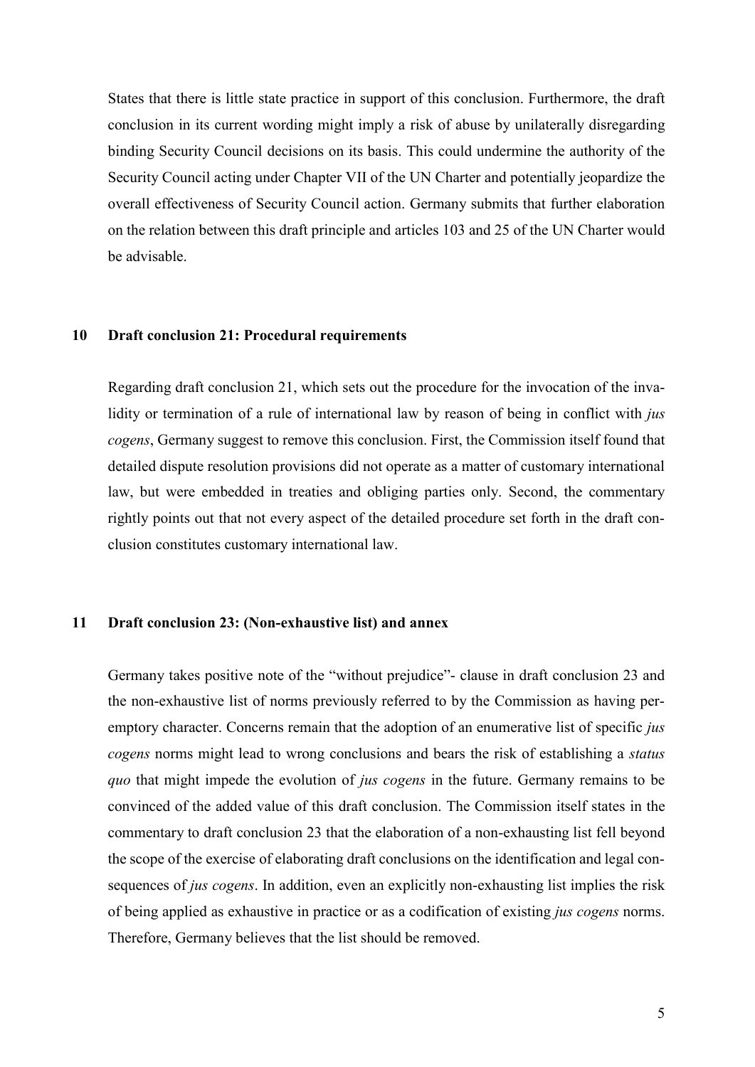States that there is little state practice in support of this conclusion. Furthermore, the draft conclusion in its current wording might imply a risk of abuse by unilaterally disregarding binding Security Council decisions on its basis. This could undermine the authority of the Security Council acting under Chapter VII of the UN Charter and potentially jeopardize the overall effectiveness of Security Council action. Germany submits that further elaboration on the relation between this draft principle and articles 103 and 25 of the UN Charter would be advisable.

## 10 Draft conclusion 21: Procedural requirements

Regarding draft conclusion 21, which sets out the procedure for the invocation of the invalidity or termination of a rule of international law by reason of being in conflict with *jus cogens*, Germany suggest to remove this conclusion. First, the Commission itself found that detailed dispute resolution provisions did not operate as a matter of customary international law, but were embedded in treaties and obliging parties only. Second, the commentary rightly points out that not every aspect of the detailed procedure set forth in the draft conclusion constitutes customary international law.

## 11 Draft conclusion 23: (Non-exhaustive list) and annex

Germany takes positive note of the "without prejudice"- clause in draft conclusion 23 and the non-exhaustive list of norms previously referred to by the Commission as having peremptory character. Concerns remain that the adoption of an enumerative list of specific *jus cogens* norms might lead to wrong conclusions and bears the risk of establishing a *status quo* that might impede the evolution of *jus cogens* in the future. Germany remains to be convinced of the added value of this draft conclusion. The Commission itself states in the commentary to draft conclusion 23 that the elaboration of a non-exhausting list fell beyond the scope of the exercise of elaborating draft conclusions on the identification and legal consequences of *jus cogens*. In addition, even an explicitly non-exhausting list implies the risk of being applied as exhaustive in practice or as a codification of existing *jus cogens* norms. Therefore, Germany believes that the list should be removed.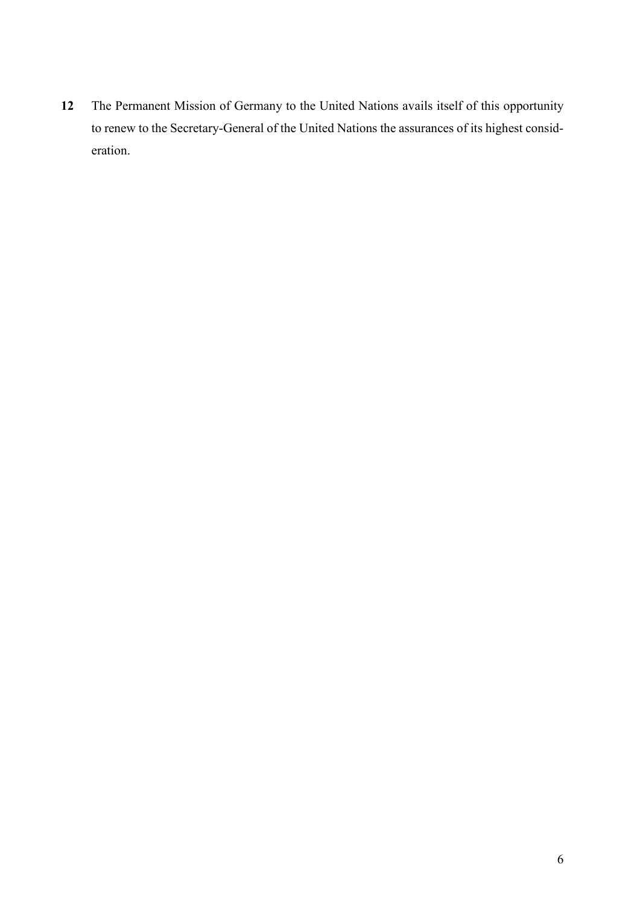**12** The Permanent Mission of Germany to the United Nations avails itself of this opportunity to renew to the Secretary-General of the United Nations the assurances of its highest consideration.